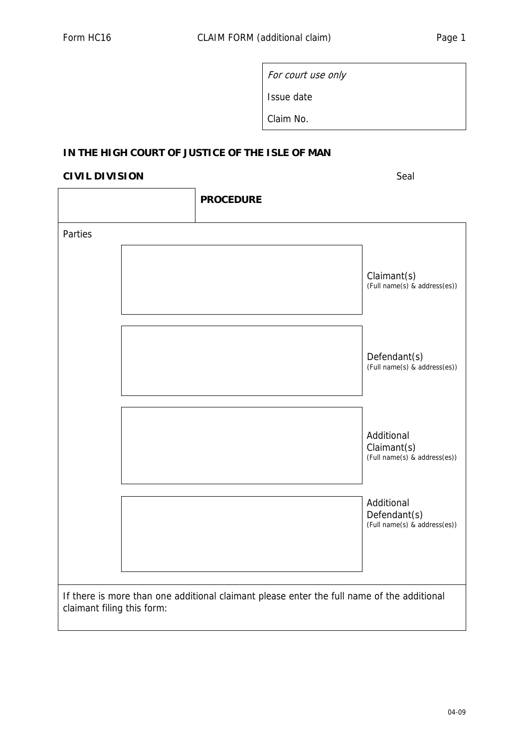Form HC16 — CLAIM FORM (additional claim)

| *For court use only* |
| --- |
| Issue date |
| Claim No. |

**IN THE HIGH COURT OF JUSTICE OF THE ISLE OF MAN**

**CIVIL DIVISION**

Seal

| | **PROCEDURE** |
| --- | --- |

Parties

| | |
| --- | --- |
| | Claimant(s) (Full name(s) & address(es)) |
| | Defendant(s) (Full name(s) & address(es)) |
| | Additional Claimant(s) (Full name(s) & address(es)) |
| | Additional Defendant(s) (Full name(s) & address(es)) |

If there is more than one additional claimant please enter the full name of the additional claimant filing this form:

04-09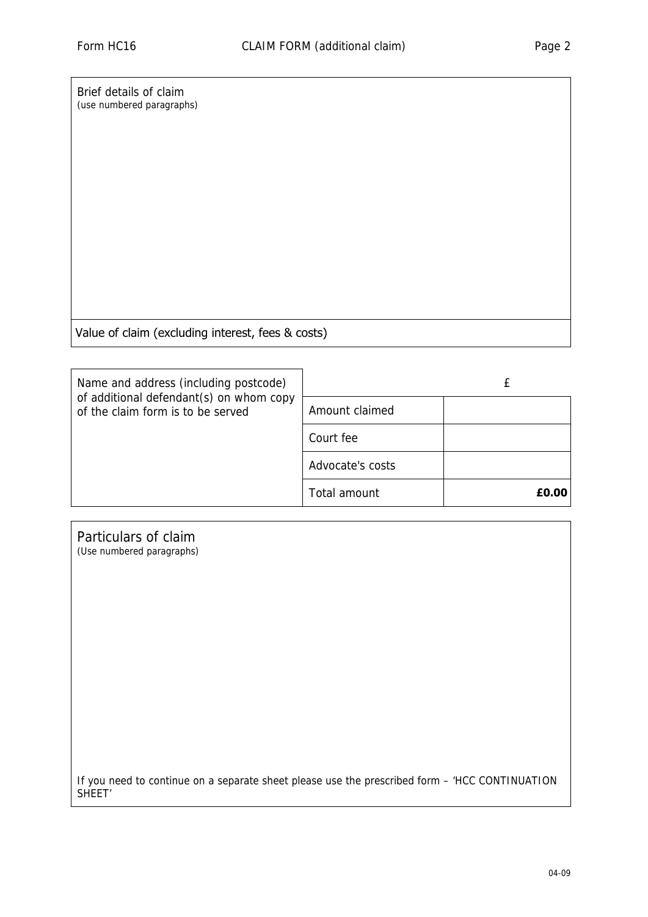Brief details of claim
(use numbered paragraphs)

Value of claim (excluding interest, fees & costs)

| Name and address (including postcode) of additional defendant(s) on whom copy of the claim form is to be served | | £ |
|---|---|---|
| | Amount claimed | |
| | Court fee | |
| | Advocate's costs | |
| | Total amount | **£0.00** |

## Particulars of claim
(Use numbered paragraphs)

If you need to continue on a separate sheet please use the prescribed form – 'HCC CONTINUATION SHEET'

04-09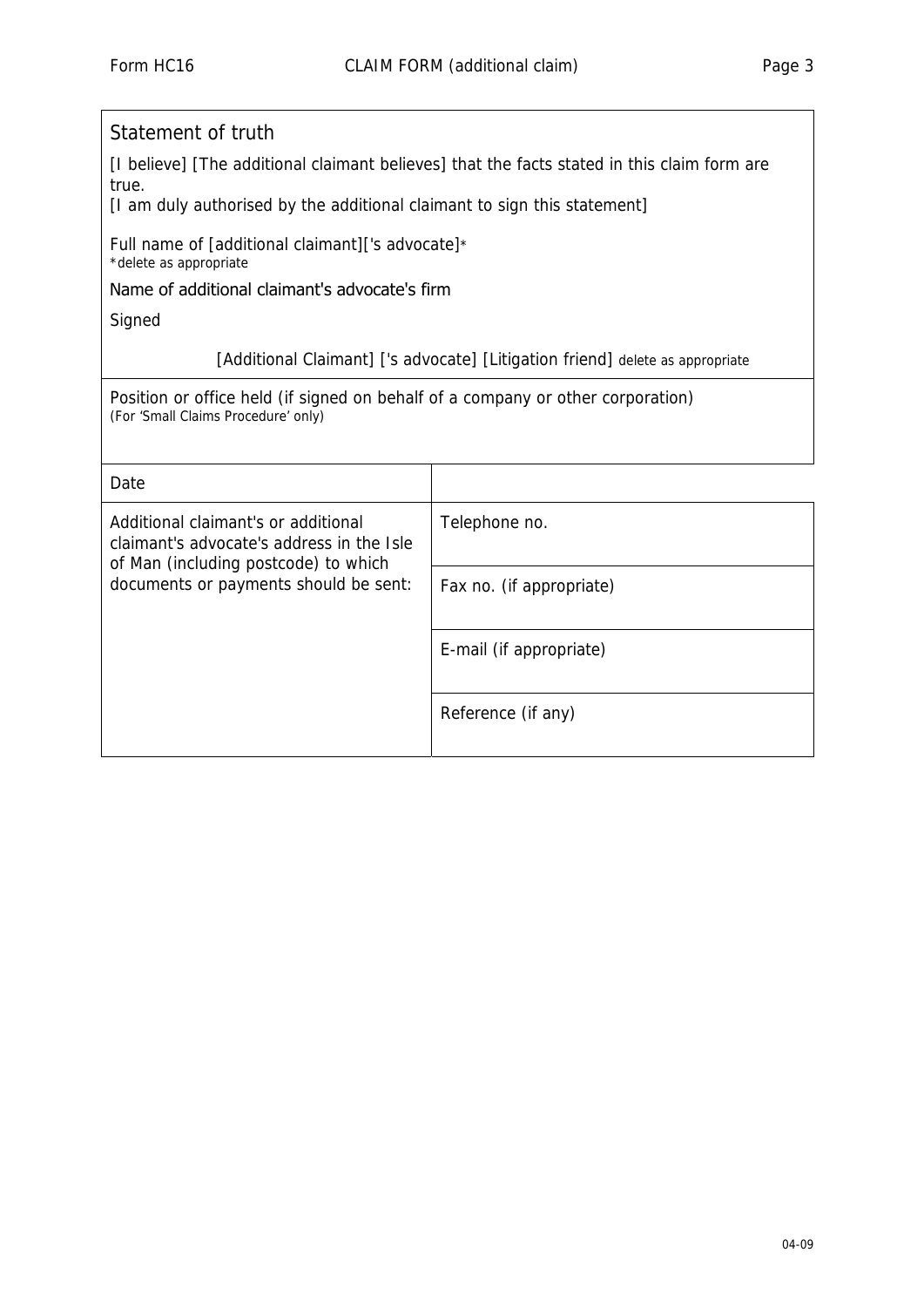## Statement of truth

[I believe] [The additional claimant believes] that the facts stated in this claim form are true.
[I am duly authorised by the additional claimant to sign this statement]

Full name of [additional claimant]['s advocate]*
*delete as appropriate

Name of additional claimant's advocate's firm

Signed

[Additional Claimant] ['s advocate] [Litigation friend] delete as appropriate

Position or office held (if signed on behalf of a company or other corporation)
(For 'Small Claims Procedure' only)

| | |
|---|---|
| Date | |
| Additional claimant's or additional claimant's advocate's address in the Isle of Man (including postcode) to which documents or payments should be sent: | Telephone no. |
| | Fax no. (if appropriate) |
| | E-mail (if appropriate) |
| | Reference (if any) |

04-09